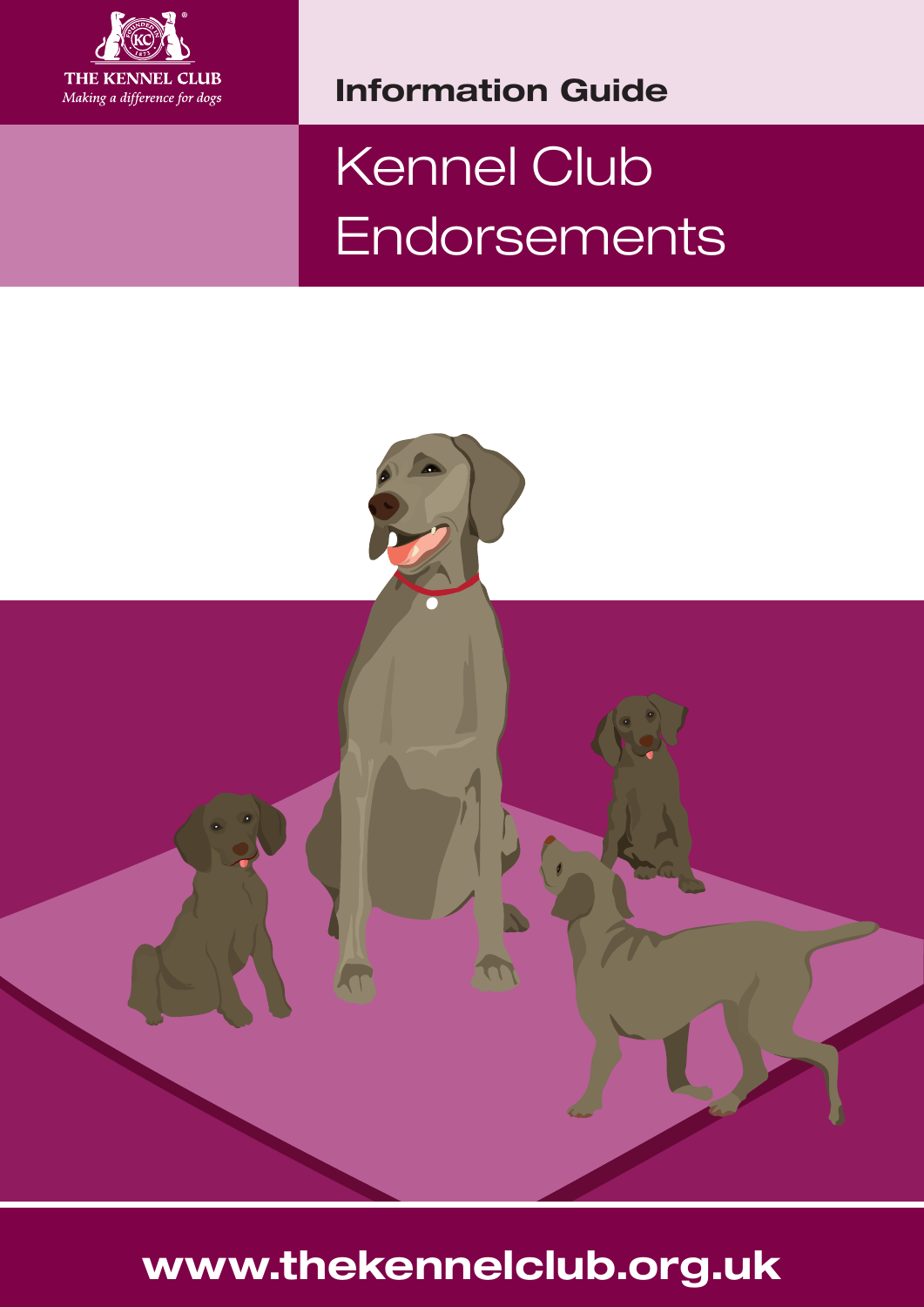THE KENNEL CLUB

*Making a difference for dogs*

**Information Guide**

# Kennel Club Endorsements

**www.thekennelclub.org.uk**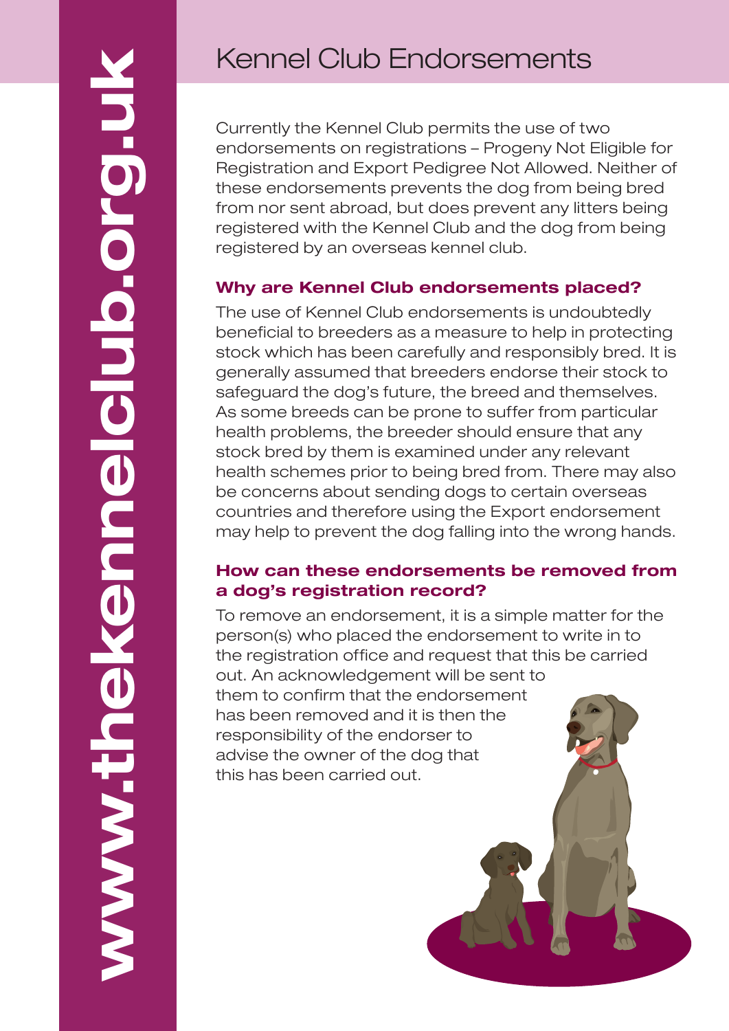# Kennel Club Endorsements

Currently the Kennel Club permits the use of two endorsements on registrations – Progeny Not Eligible for Registration and Export Pedigree Not Allowed. Neither of these endorsements prevents the dog from being bred from nor sent abroad, but does prevent any litters being registered with the Kennel Club and the dog from being registered by an overseas kennel club.

## Why are Kennel Club endorsements placed?

The use of Kennel Club endorsements is undoubtedly beneficial to breeders as a measure to help in protecting stock which has been carefully and responsibly bred. It is generally assumed that breeders endorse their stock to safeguard the dog's future, the breed and themselves. As some breeds can be prone to suffer from particular health problems, the breeder should ensure that any stock bred by them is examined under any relevant health schemes prior to being bred from. There may also be concerns about sending dogs to certain overseas countries and therefore using the Export endorsement may help to prevent the dog falling into the wrong hands.

## How can these endorsements be removed from a dog's registration record?

To remove an endorsement, it is a simple matter for the person(s) who placed the endorsement to write in to the registration office and request that this be carried out. An acknowledgement will be sent to them to confirm that the endorsement has been removed and it is then the responsibility of the endorser to advise the owner of the dog that this has been carried out.

www.thekennelclub.org.uk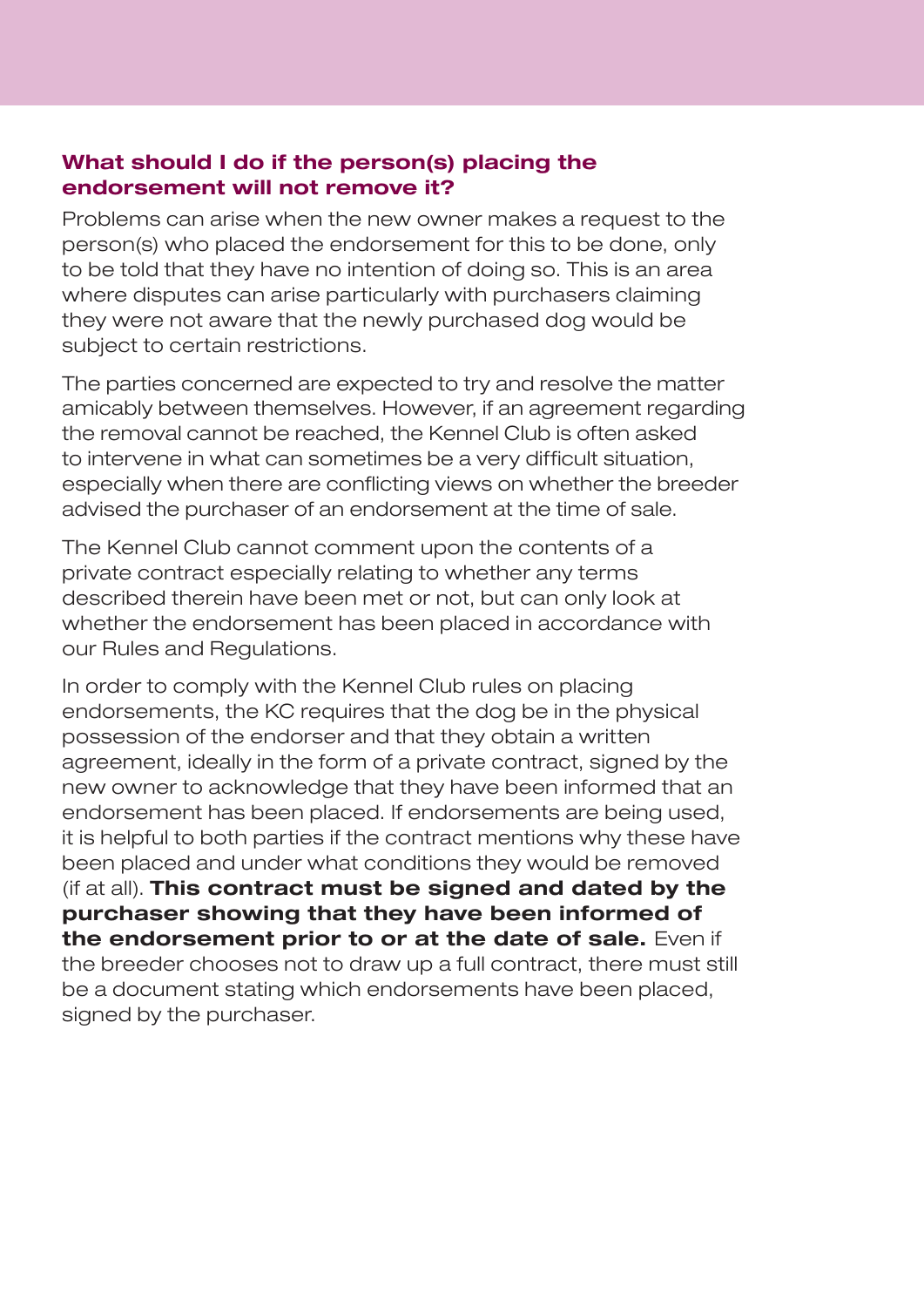### What should I do if the person(s) placing the endorsement will not remove it?

Problems can arise when the new owner makes a request to the person(s) who placed the endorsement for this to be done, only to be told that they have no intention of doing so. This is an area where disputes can arise particularly with purchasers claiming they were not aware that the newly purchased dog would be subject to certain restrictions.

The parties concerned are expected to try and resolve the matter amicably between themselves. However, if an agreement regarding the removal cannot be reached, the Kennel Club is often asked to intervene in what can sometimes be a very difficult situation, especially when there are conflicting views on whether the breeder advised the purchaser of an endorsement at the time of sale.

The Kennel Club cannot comment upon the contents of a private contract especially relating to whether any terms described therein have been met or not, but can only look at whether the endorsement has been placed in accordance with our Rules and Regulations.

In order to comply with the Kennel Club rules on placing endorsements, the KC requires that the dog be in the physical possession of the endorser and that they obtain a written agreement, ideally in the form of a private contract, signed by the new owner to acknowledge that they have been informed that an endorsement has been placed. If endorsements are being used, it is helpful to both parties if the contract mentions why these have been placed and under what conditions they would be removed (if at all). **This contract must be signed and dated by the purchaser showing that they have been informed of the endorsement prior to or at the date of sale.** Even if the breeder chooses not to draw up a full contract, there must still be a document stating which endorsements have been placed, signed by the purchaser.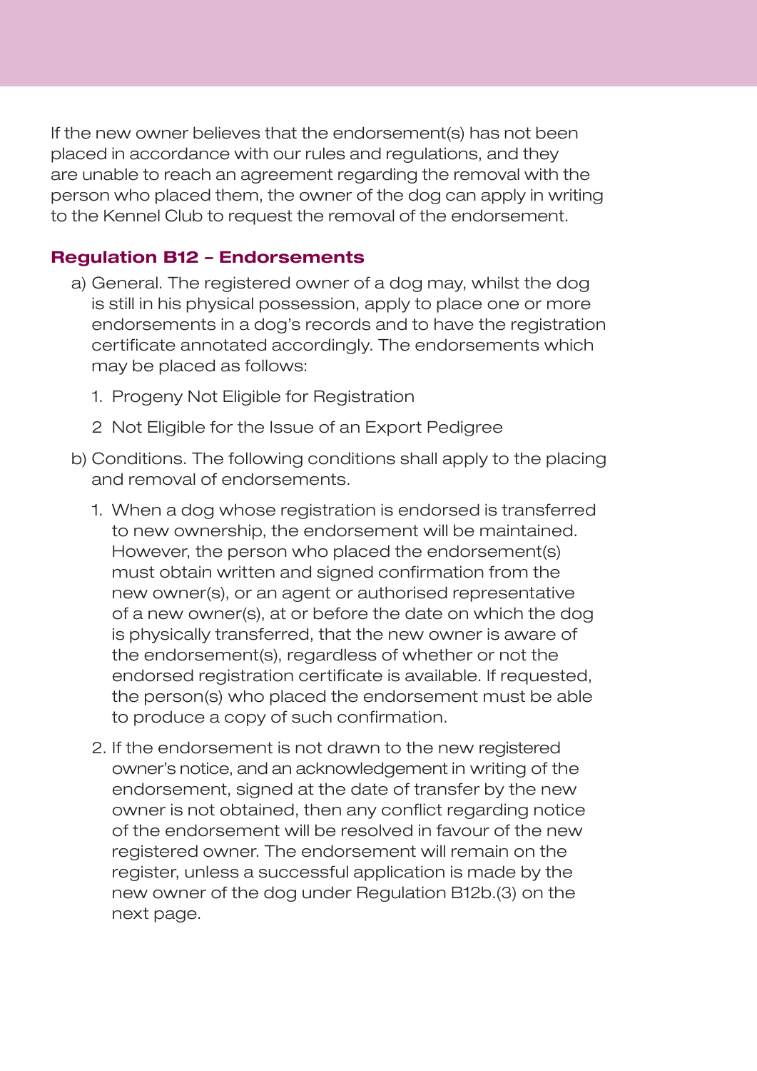If the new owner believes that the endorsement(s) has not been placed in accordance with our rules and regulations, and they are unable to reach an agreement regarding the removal with the person who placed them, the owner of the dog can apply in writing to the Kennel Club to request the removal of the endorsement.

### Regulation B12 – Endorsements

a) General. The registered owner of a dog may, whilst the dog is still in his physical possession, apply to place one or more endorsements in a dog's records and to have the registration certificate annotated accordingly. The endorsements which may be placed as follows:

   1. Progeny Not Eligible for Registration

   2 Not Eligible for the Issue of an Export Pedigree

b) Conditions. The following conditions shall apply to the placing and removal of endorsements.

   1. When a dog whose registration is endorsed is transferred to new ownership, the endorsement will be maintained. However, the person who placed the endorsement(s) must obtain written and signed confirmation from the new owner(s), or an agent or authorised representative of a new owner(s), at or before the date on which the dog is physically transferred, that the new owner is aware of the endorsement(s), regardless of whether or not the endorsed registration certificate is available. If requested, the person(s) who placed the endorsement must be able to produce a copy of such confirmation.

   2. If the endorsement is not drawn to the new registered owner's notice, and an acknowledgement in writing of the endorsement, signed at the date of transfer by the new owner is not obtained, then any conflict regarding notice of the endorsement will be resolved in favour of the new registered owner. The endorsement will remain on the register, unless a successful application is made by the new owner of the dog under Regulation B12b.(3) on the next page.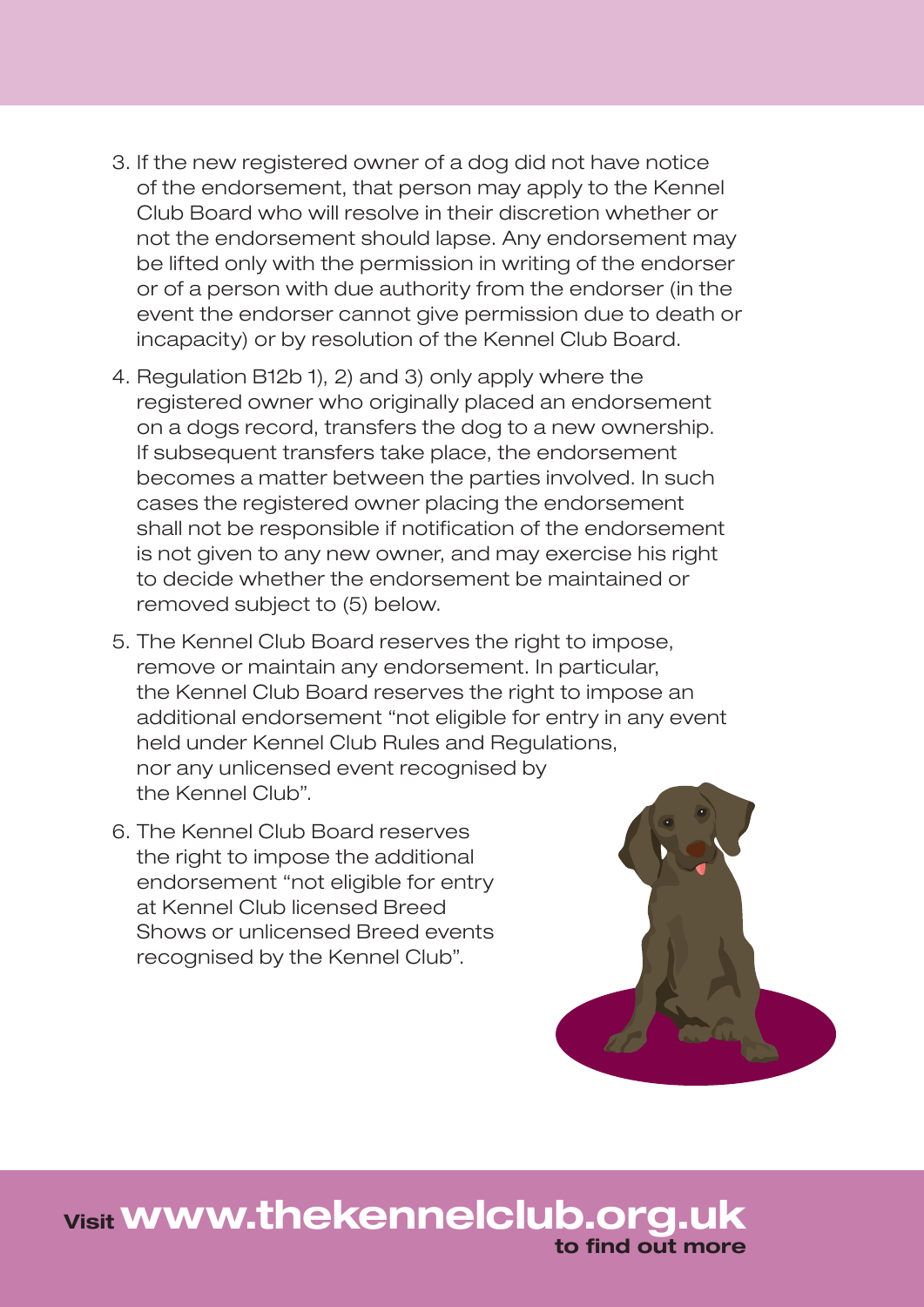3. If the new registered owner of a dog did not have notice of the endorsement, that person may apply to the Kennel Club Board who will resolve in their discretion whether or not the endorsement should lapse. Any endorsement may be lifted only with the permission in writing of the endorser or of a person with due authority from the endorser (in the event the endorser cannot give permission due to death or incapacity) or by resolution of the Kennel Club Board.

4. Regulation B12b 1), 2) and 3) only apply where the registered owner who originally placed an endorsement on a dogs record, transfers the dog to a new ownership. If subsequent transfers take place, the endorsement becomes a matter between the parties involved. In such cases the registered owner placing the endorsement shall not be responsible if notification of the endorsement is not given to any new owner, and may exercise his right to decide whether the endorsement be maintained or removed subject to (5) below.

5. The Kennel Club Board reserves the right to impose, remove or maintain any endorsement. In particular, the Kennel Club Board reserves the right to impose an additional endorsement "not eligible for entry in any event held under Kennel Club Rules and Regulations, nor any unlicensed event recognised by the Kennel Club".

6. The Kennel Club Board reserves the right to impose the additional endorsement "not eligible for entry at Kennel Club licensed Breed Shows or unlicensed Breed events recognised by the Kennel Club".

Visit **www.thekennelclub.org.uk** **to find out more**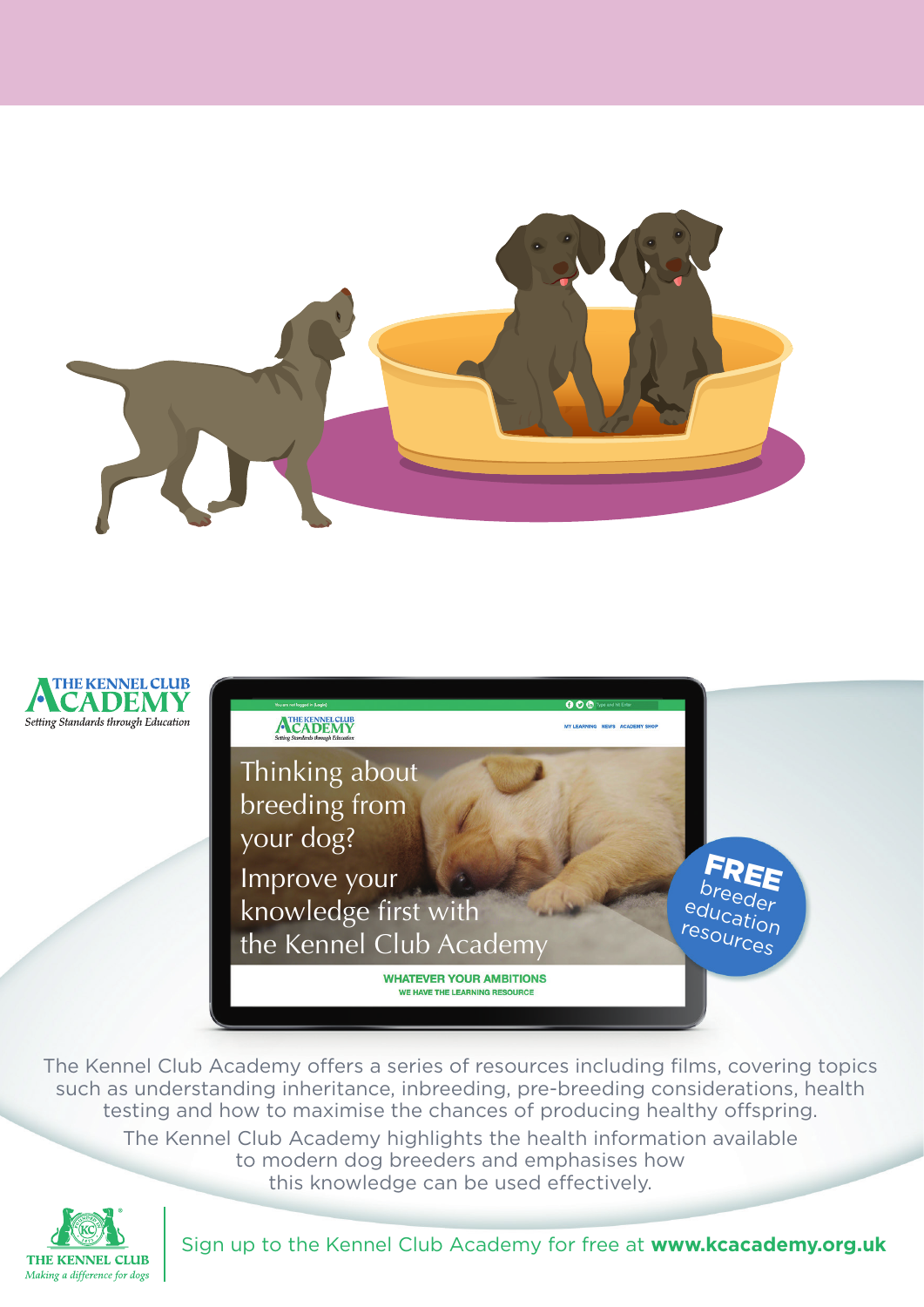THE KENNEL CLUB ACADEMY
*Setting Standards through Education*

Thinking about breeding from your dog?

Improve your knowledge first with the Kennel Club Academy

WHATEVER YOUR AMBITIONS
WE HAVE THE LEARNING RESOURCE

**FREE** breeder education resources

The Kennel Club Academy offers a series of resources including films, covering topics such as understanding inheritance, inbreeding, pre-breeding considerations, health testing and how to maximise the chances of producing healthy offspring.

The Kennel Club Academy highlights the health information available to modern dog breeders and emphasises how this knowledge can be used effectively.

THE KENNEL CLUB
*Making a difference for dogs*

Sign up to the Kennel Club Academy for free at **www.kcacademy.org.uk**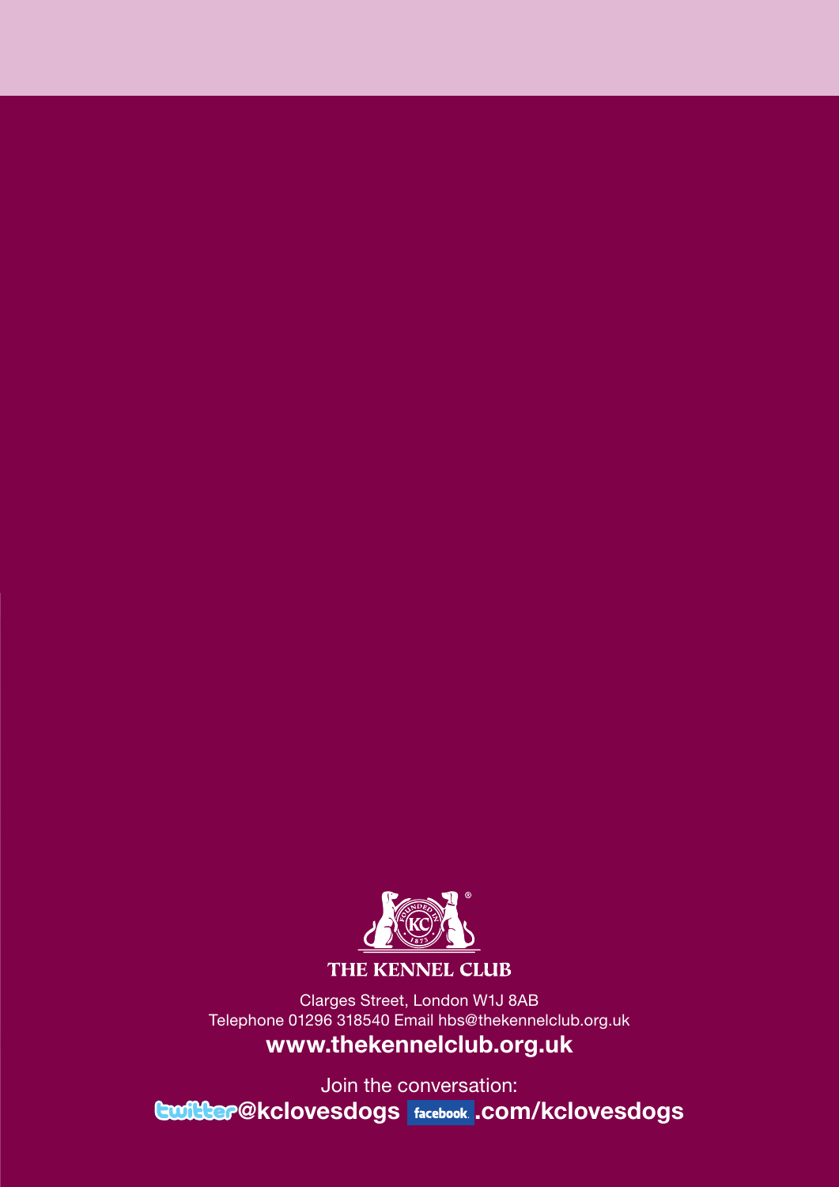THE KENNEL CLUB

Clarges Street, London W1J 8AB
Telephone 01296 318540 Email hbs@thekennelclub.org.uk

**www.thekennelclub.org.uk**

Join the conversation:

**twitter @kclovesdogs facebook.com/kclovesdogs**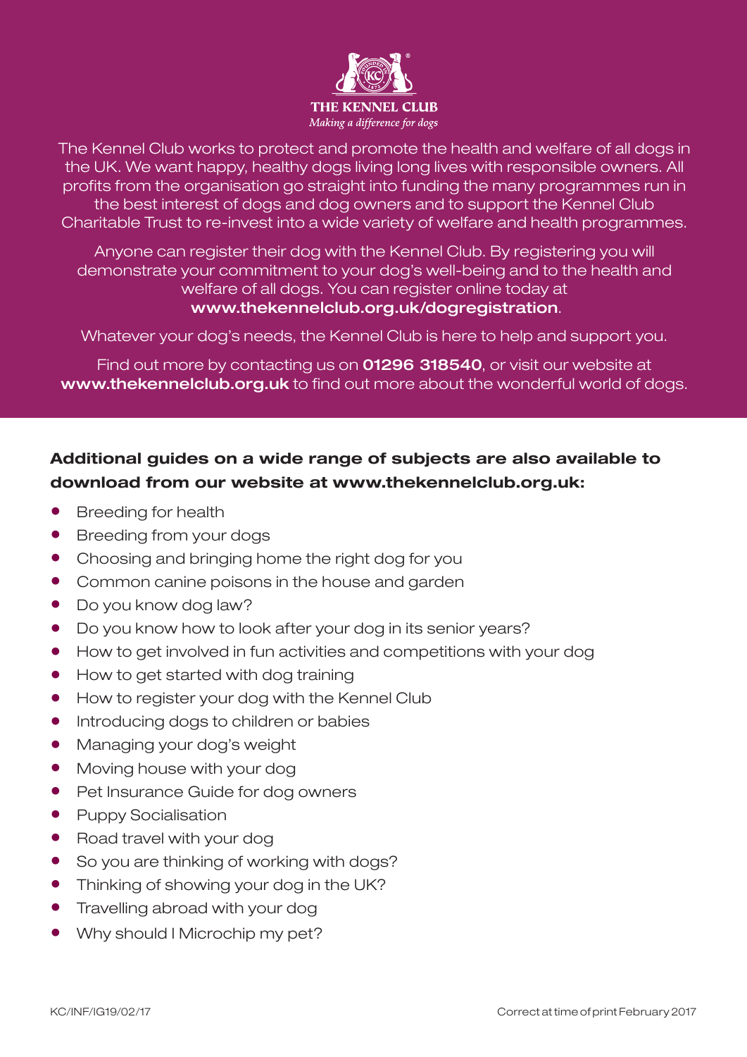**THE KENNEL CLUB**

*Making a difference for dogs*

The Kennel Club works to protect and promote the health and welfare of all dogs in the UK. We want happy, healthy dogs living long lives with responsible owners. All profits from the organisation go straight into funding the many programmes run in the best interest of dogs and dog owners and to support the Kennel Club Charitable Trust to re-invest into a wide variety of welfare and health programmes.

Anyone can register their dog with the Kennel Club. By registering you will demonstrate your commitment to your dog's well-being and to the health and welfare of all dogs. You can register online today at **www.thekennelclub.org.uk/dogregistration**.

Whatever your dog's needs, the Kennel Club is here to help and support you.

Find out more by contacting us on **01296 318540**, or visit our website at **www.thekennelclub.org.uk** to find out more about the wonderful world of dogs.

**Additional guides on a wide range of subjects are also available to download from our website at www.thekennelclub.org.uk:**

- Breeding for health
- Breeding from your dogs
- Choosing and bringing home the right dog for you
- Common canine poisons in the house and garden
- Do you know dog law?
- Do you know how to look after your dog in its senior years?
- How to get involved in fun activities and competitions with your dog
- How to get started with dog training
- How to register your dog with the Kennel Club
- Introducing dogs to children or babies
- Managing your dog's weight
- Moving house with your dog
- Pet Insurance Guide for dog owners
- Puppy Socialisation
- Road travel with your dog
- So you are thinking of working with dogs?
- Thinking of showing your dog in the UK?
- Travelling abroad with your dog
- Why should I Microchip my pet?

KC/INF/IG19/02/17

Correct at time of print February 2017